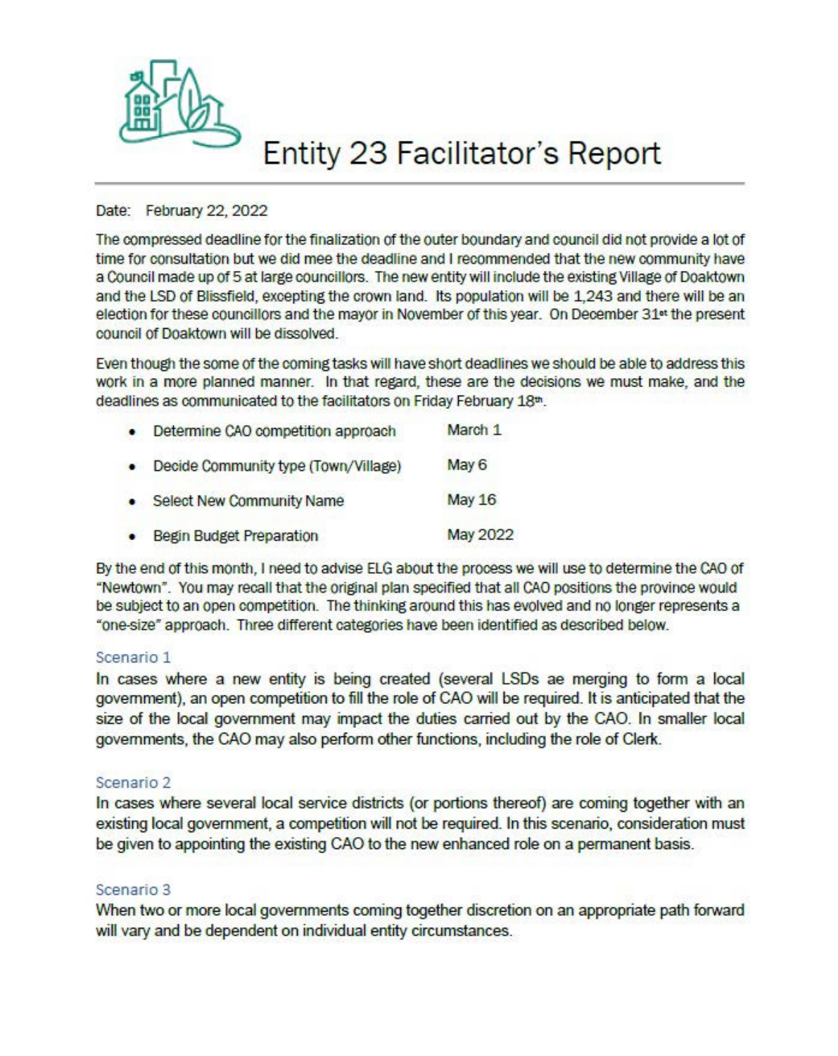# Entity 23 Facilitator's Report

Date: February 22, 2022

The compressed deadline for the finalization of the outer boundary and council did not provide a lot of time for consultation but we did mee the deadline and I recommended that the new community have a Council made up of 5 at large councillors. The new entity will include the existing Village of Doaktown and the LSD of Blissfield, excepting the crown land. Its population will be 1,243 and there will be an election for these councillors and the mayor in November of this year. On December 31st the present council of Doaktown will be dissolved.

Even though the some of the coming tasks will have short deadlines we should be able to address this work in a more planned manner. In that regard, these are the decisions we must make, and the deadlines as communicated to the facilitators on Friday February 18th.

- Determine CAO competition approach — March 1
- Decide Community type (Town/Village) — May 6
- Select New Community Name — May 16
- Begin Budget Preparation — May 2022

By the end of this month, I need to advise ELG about the process we will use to determine the CAO of "Newtown". You may recall that the original plan specified that all CAO positions the province would be subject to an open competition. The thinking around this has evolved and no longer represents a "one-size" approach. Three different categories have been identified as described below.

### Scenario 1

In cases where a new entity is being created (several LSDs ae merging to form a local government), an open competition to fill the role of CAO will be required. It is anticipated that the size of the local government may impact the duties carried out by the CAO. In smaller local governments, the CAO may also perform other functions, including the role of Clerk.

### Scenario 2

In cases where several local service districts (or portions thereof) are coming together with an existing local government, a competition will not be required. In this scenario, consideration must be given to appointing the existing CAO to the new enhanced role on a permanent basis.

### Scenario 3

When two or more local governments coming together discretion on an appropriate path forward will vary and be dependent on individual entity circumstances.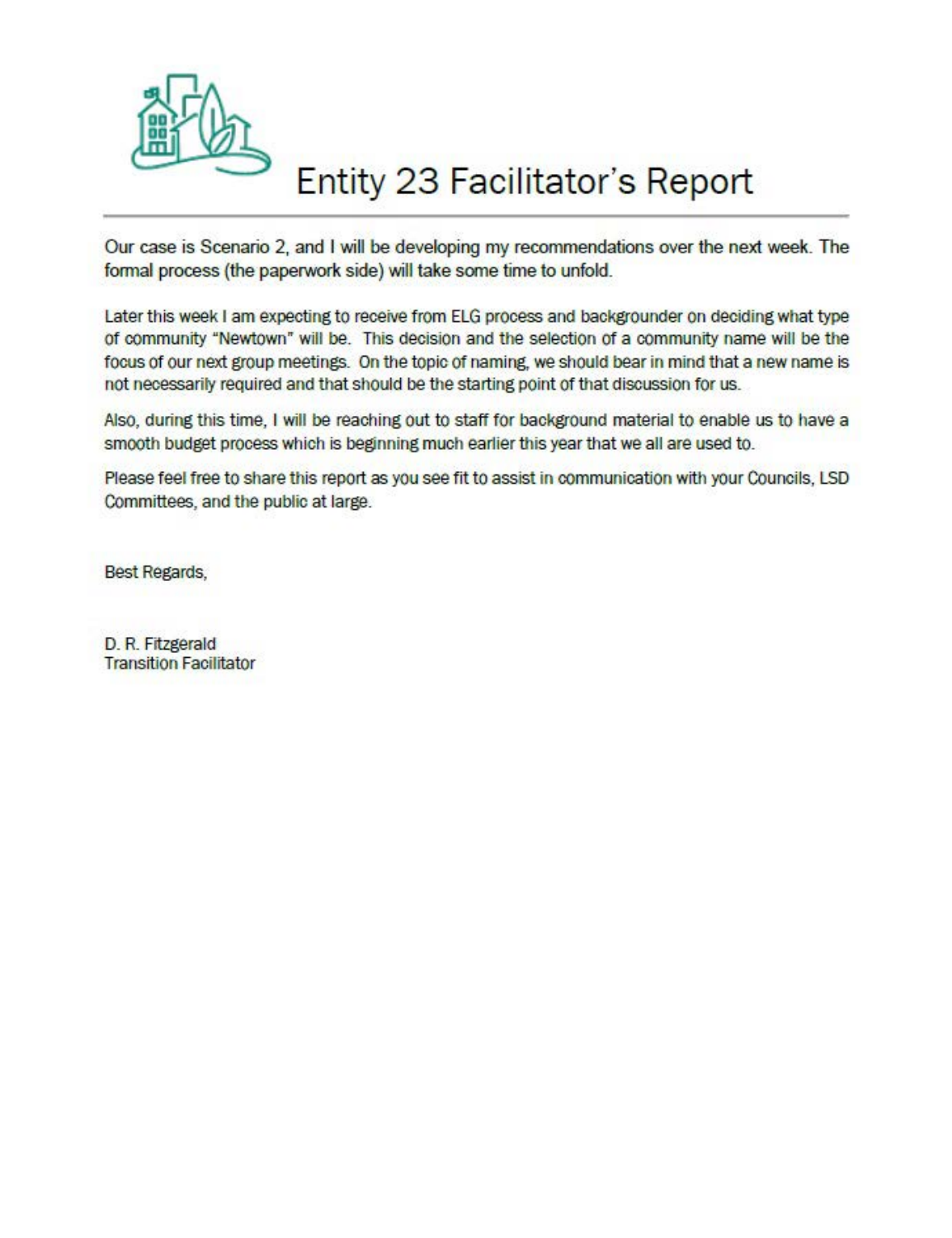# Entity 23 Facilitator's Report

Our case is Scenario 2, and I will be developing my recommendations over the next week. The formal process (the paperwork side) will take some time to unfold.

Later this week I am expecting to receive from ELG process and backgrounder on deciding what type of community "Newtown" will be. This decision and the selection of a community name will be the focus of our next group meetings. On the topic of naming, we should bear in mind that a new name is not necessarily required and that should be the starting point of that discussion for us.

Also, during this time, I will be reaching out to staff for background material to enable us to have a smooth budget process which is beginning much earlier this year that we all are used to.

Please feel free to share this report as you see fit to assist in communication with your Councils, LSD Committees, and the public at large.

Best Regards,

D. R. Fitzgerald
Transition Facilitator